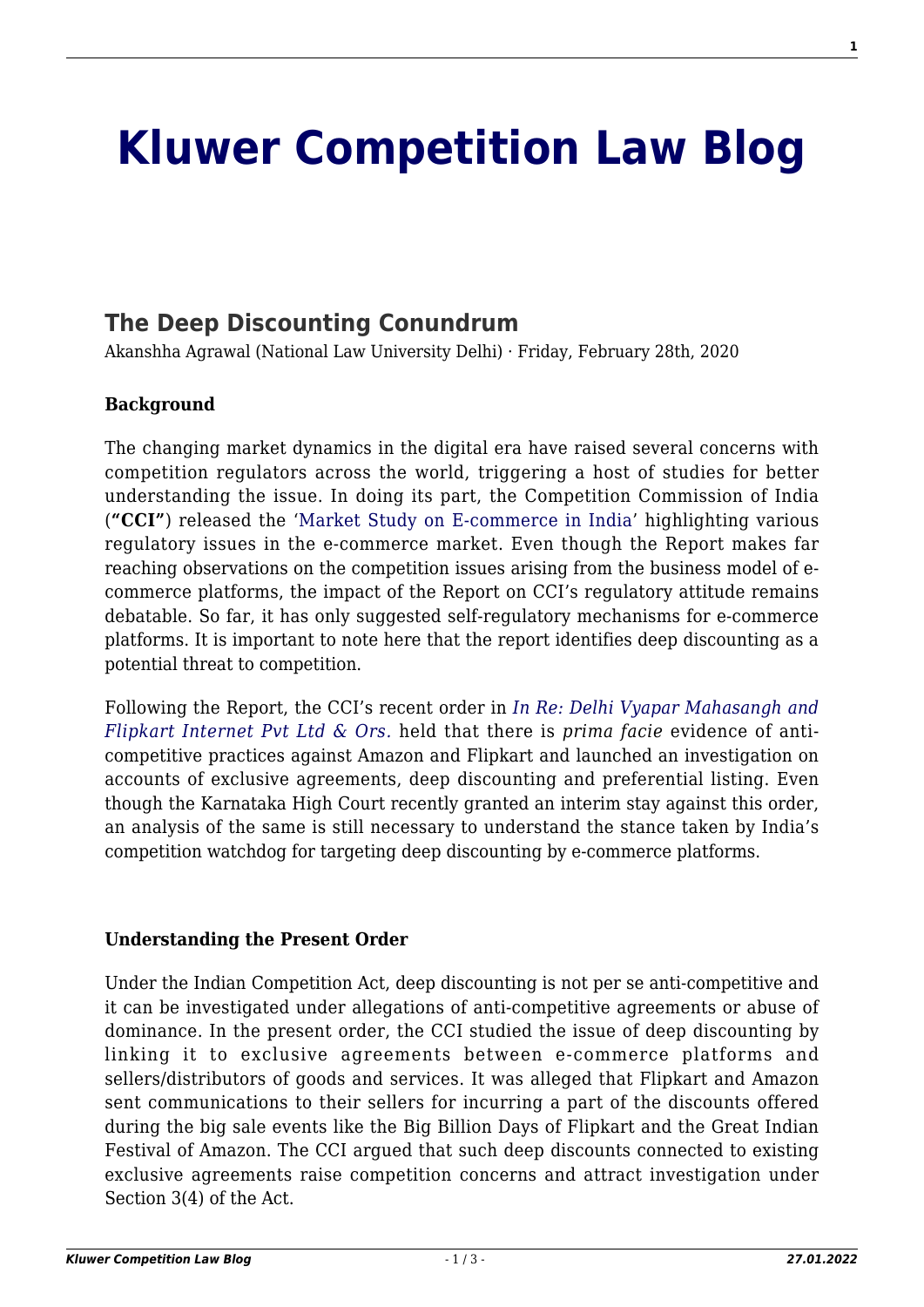# Kluwer Competition Law Blog

## The Deep Discounting Conundrum

Akanshha Agrawal (National Law University Delhi) · Friday, February 28th, 2020

**Background**

The changing market dynamics in the digital era have raised several concerns with competition regulators across the world, triggering a host of studies for better understanding the issue. In doing its part, the Competition Commission of India (**"CCI"**) released the 'Market Study on E-commerce in India' highlighting various regulatory issues in the e-commerce market. Even though the Report makes far reaching observations on the competition issues arising from the business model of e-commerce platforms, the impact of the Report on CCI's regulatory attitude remains debatable. So far, it has only suggested self-regulatory mechanisms for e-commerce platforms. It is important to note here that the report identifies deep discounting as a potential threat to competition.

Following the Report, the CCI's recent order in *In Re: Delhi Vyapar Mahasangh and Flipkart Internet Pvt Ltd & Ors.* held that there is *prima facie* evidence of anti-competitive practices against Amazon and Flipkart and launched an investigation on accounts of exclusive agreements, deep discounting and preferential listing. Even though the Karnataka High Court recently granted an interim stay against this order, an analysis of the same is still necessary to understand the stance taken by India's competition watchdog for targeting deep discounting by e-commerce platforms.

**Understanding the Present Order**

Under the Indian Competition Act, deep discounting is not per se anti-competitive and it can be investigated under allegations of anti-competitive agreements or abuse of dominance. In the present order, the CCI studied the issue of deep discounting by linking it to exclusive agreements between e-commerce platforms and sellers/distributors of goods and services. It was alleged that Flipkart and Amazon sent communications to their sellers for incurring a part of the discounts offered during the big sale events like the Big Billion Days of Flipkart and the Great Indian Festival of Amazon. The CCI argued that such deep discounts connected to existing exclusive agreements raise competition concerns and attract investigation under Section 3(4) of the Act.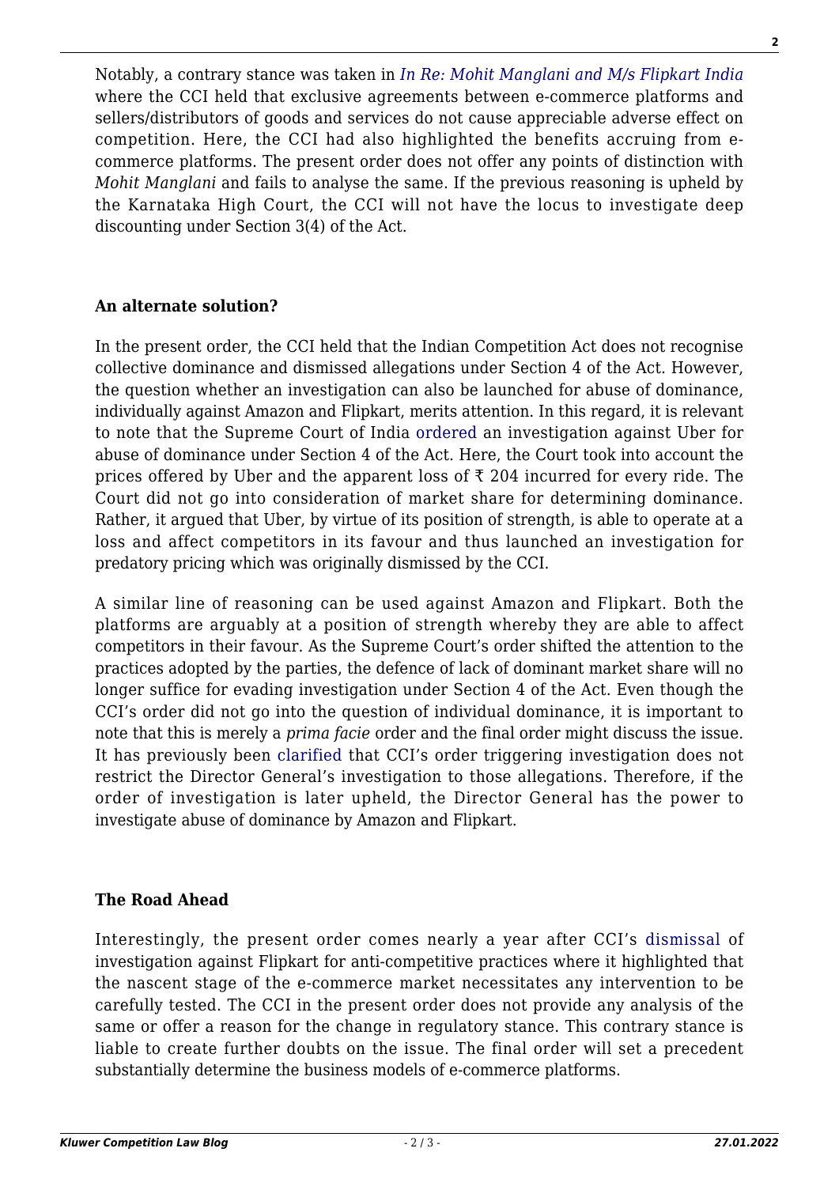Notably, a contrary stance was taken in *In Re: Mohit Manglani and M/s Flipkart India* where the CCI held that exclusive agreements between e-commerce platforms and sellers/distributors of goods and services do not cause appreciable adverse effect on competition. Here, the CCI had also highlighted the benefits accruing from e-commerce platforms. The present order does not offer any points of distinction with *Mohit Manglani* and fails to analyse the same. If the previous reasoning is upheld by the Karnataka High Court, the CCI will not have the locus to investigate deep discounting under Section 3(4) of the Act.

**An alternate solution?**

In the present order, the CCI held that the Indian Competition Act does not recognise collective dominance and dismissed allegations under Section 4 of the Act. However, the question whether an investigation can also be launched for abuse of dominance, individually against Amazon and Flipkart, merits attention. In this regard, it is relevant to note that the Supreme Court of India ordered an investigation against Uber for abuse of dominance under Section 4 of the Act. Here, the Court took into account the prices offered by Uber and the apparent loss of ₹ 204 incurred for every ride. The Court did not go into consideration of market share for determining dominance. Rather, it argued that Uber, by virtue of its position of strength, is able to operate at a loss and affect competitors in its favour and thus launched an investigation for predatory pricing which was originally dismissed by the CCI.

A similar line of reasoning can be used against Amazon and Flipkart. Both the platforms are arguably at a position of strength whereby they are able to affect competitors in their favour. As the Supreme Court's order shifted the attention to the practices adopted by the parties, the defence of lack of dominant market share will no longer suffice for evading investigation under Section 4 of the Act. Even though the CCI's order did not go into the question of individual dominance, it is important to note that this is merely a *prima facie* order and the final order might discuss the issue. It has previously been clarified that CCI's order triggering investigation does not restrict the Director General's investigation to those allegations. Therefore, if the order of investigation is later upheld, the Director General has the power to investigate abuse of dominance by Amazon and Flipkart.

**The Road Ahead**

Interestingly, the present order comes nearly a year after CCI's dismissal of investigation against Flipkart for anti-competitive practices where it highlighted that the nascent stage of the e-commerce market necessitates any intervention to be carefully tested. The CCI in the present order does not provide any analysis of the same or offer a reason for the change in regulatory stance. This contrary stance is liable to create further doubts on the issue. The final order will set a precedent substantially determine the business models of e-commerce platforms.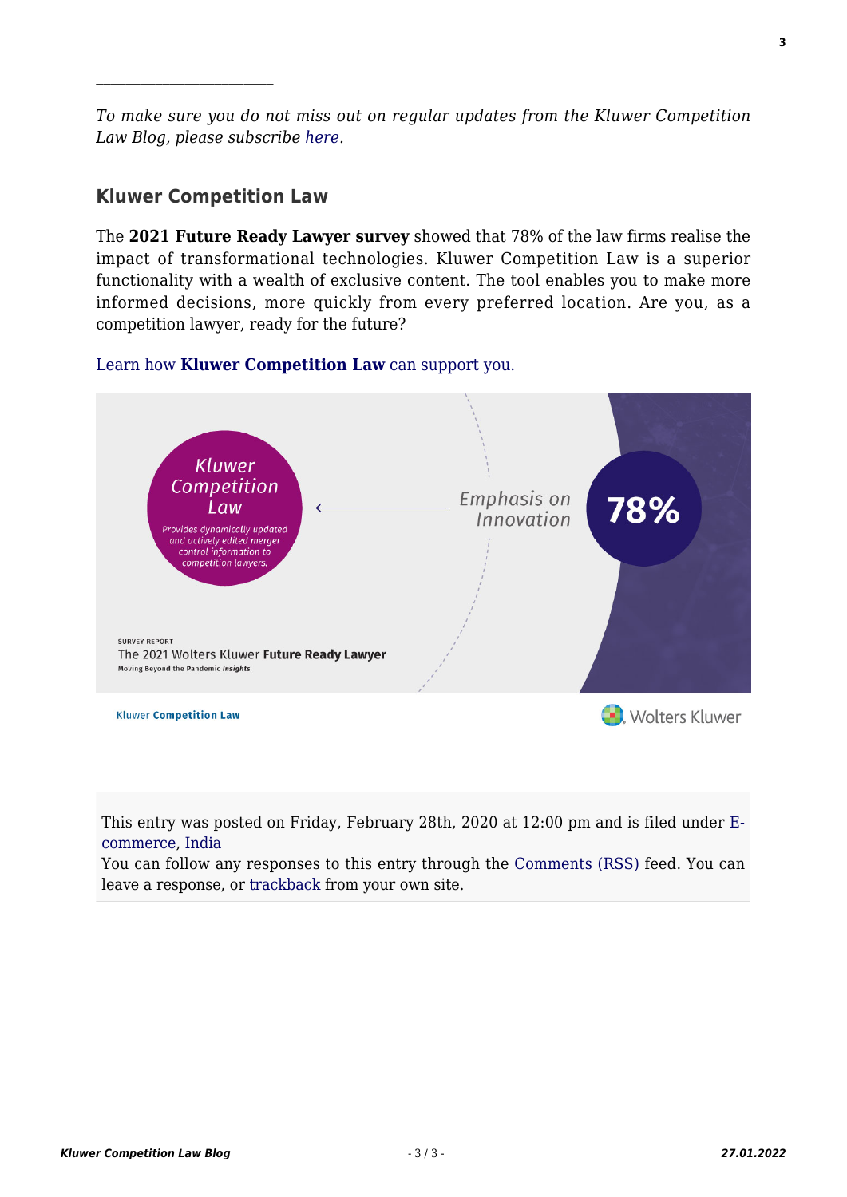---

*To make sure you do not miss out on regular updates from the Kluwer Competition Law Blog, please subscribe here.*

## Kluwer Competition Law

The **2021 Future Ready Lawyer survey** showed that 78% of the law firms realise the impact of transformational technologies. Kluwer Competition Law is a superior functionality with a wealth of exclusive content. The tool enables you to make more informed decisions, more quickly from every preferred location. Are you, as a competition lawyer, ready for the future?

Learn how **Kluwer Competition Law** can support you.

Kluwer Competition Law

Provides dynamically updated and actively edited merger control information to competition lawyers.

Emphasis on Innovation

78%

SURVEY REPORT

The 2021 Wolters Kluwer **Future Ready Lawyer**

Moving Beyond the Pandemic *Insights*

Kluwer **Competition Law**

Wolters Kluwer

This entry was posted on Friday, February 28th, 2020 at 12:00 pm and is filed under E-commerce, India
You can follow any responses to this entry through the Comments (RSS) feed. You can leave a response, or trackback from your own site.